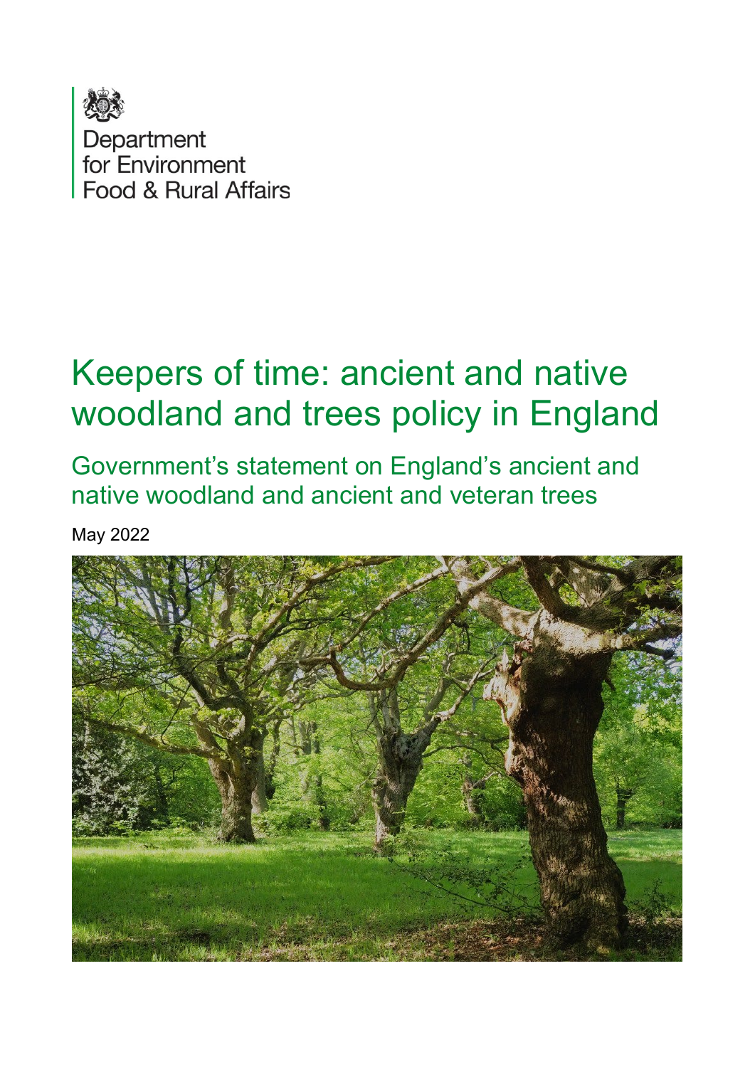Department for Environment Food & Rural Affairs

# Keepers of time: ancient and native woodland and trees policy in England

## Government's statement on England's ancient and native woodland and ancient and veteran trees

May 2022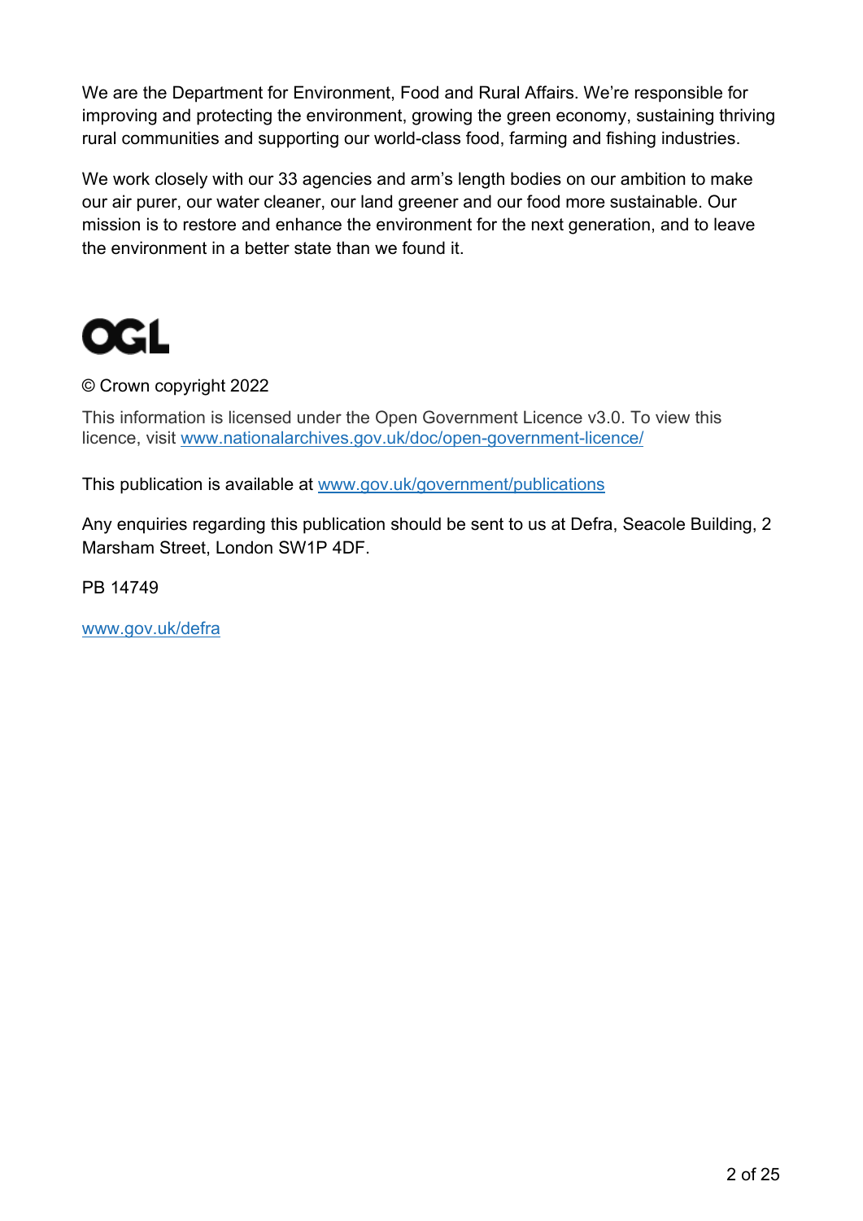We are the Department for Environment, Food and Rural Affairs. We're responsible for improving and protecting the environment, growing the green economy, sustaining thriving rural communities and supporting our world-class food, farming and fishing industries.

We work closely with our 33 agencies and arm's length bodies on our ambition to make our air purer, our water cleaner, our land greener and our food more sustainable. Our mission is to restore and enhance the environment for the next generation, and to leave the environment in a better state than we found it.

OGL

© Crown copyright 2022

This information is licensed under the Open Government Licence v3.0. To view this licence, visit [www.nationalarchives.gov.uk/doc/open-government-licence/](http://www.nationalarchives.gov.uk/doc/open-government-licence/)

This publication is available at [www.gov.uk/government/publications](http://www.gov.uk/government/publications)

Any enquiries regarding this publication should be sent to us at Defra, Seacole Building, 2 Marsham Street, London SW1P 4DF.

PB 14749

[www.gov.uk/defra](http://www.gov.uk/defra)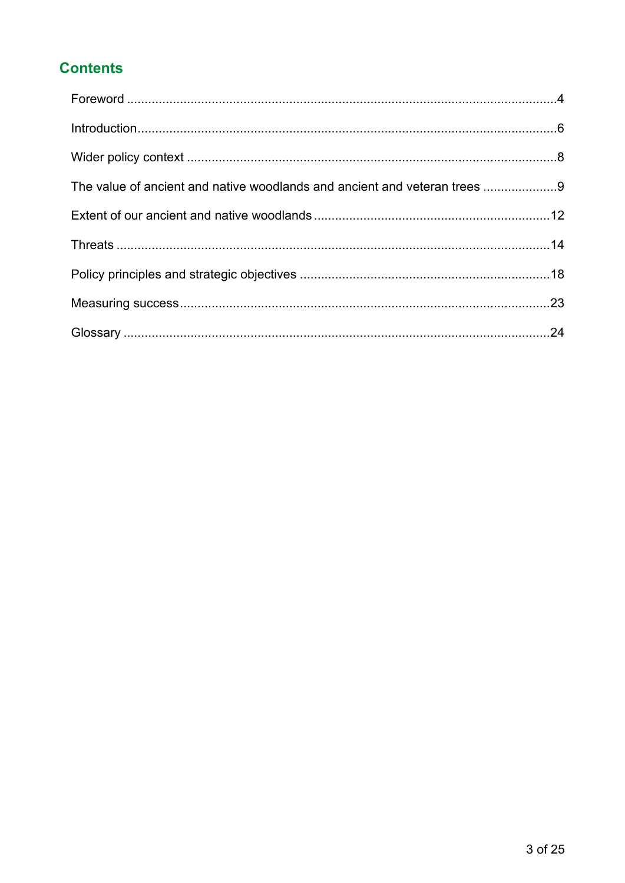## Contents

- Foreword ... 4
- Introduction ... 6
- Wider policy context ... 8
- The value of ancient and native woodlands and ancient and veteran trees ... 9
- Extent of our ancient and native woodlands ... 12
- Threats ... 14
- Policy principles and strategic objectives ... 18
- Measuring success ... 23
- Glossary ... 24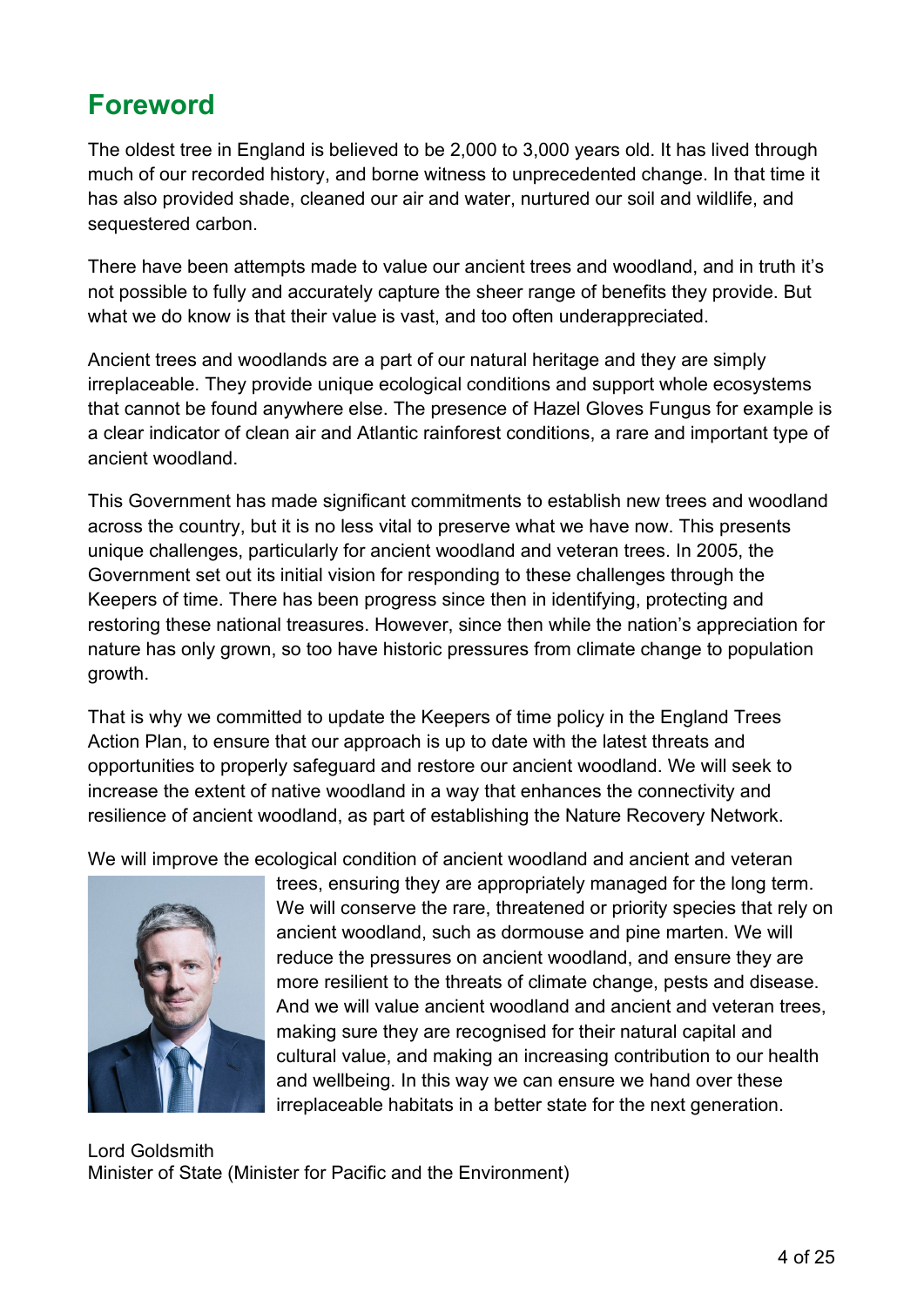# Foreword

The oldest tree in England is believed to be 2,000 to 3,000 years old. It has lived through much of our recorded history, and borne witness to unprecedented change. In that time it has also provided shade, cleaned our air and water, nurtured our soil and wildlife, and sequestered carbon.

There have been attempts made to value our ancient trees and woodland, and in truth it's not possible to fully and accurately capture the sheer range of benefits they provide. But what we do know is that their value is vast, and too often underappreciated.

Ancient trees and woodlands are a part of our natural heritage and they are simply irreplaceable. They provide unique ecological conditions and support whole ecosystems that cannot be found anywhere else. The presence of Hazel Gloves Fungus for example is a clear indicator of clean air and Atlantic rainforest conditions, a rare and important type of ancient woodland.

This Government has made significant commitments to establish new trees and woodland across the country, but it is no less vital to preserve what we have now. This presents unique challenges, particularly for ancient woodland and veteran trees. In 2005, the Government set out its initial vision for responding to these challenges through the Keepers of time. There has been progress since then in identifying, protecting and restoring these national treasures. However, since then while the nation's appreciation for nature has only grown, so too have historic pressures from climate change to population growth.

That is why we committed to update the Keepers of time policy in the England Trees Action Plan, to ensure that our approach is up to date with the latest threats and opportunities to properly safeguard and restore our ancient woodland. We will seek to increase the extent of native woodland in a way that enhances the connectivity and resilience of ancient woodland, as part of establishing the Nature Recovery Network.

We will improve the ecological condition of ancient woodland and ancient and veteran trees, ensuring they are appropriately managed for the long term. We will conserve the rare, threatened or priority species that rely on ancient woodland, such as dormouse and pine marten. We will reduce the pressures on ancient woodland, and ensure they are more resilient to the threats of climate change, pests and disease. And we will value ancient woodland and ancient and veteran trees, making sure they are recognised for their natural capital and cultural value, and making an increasing contribution to our health and wellbeing. In this way we can ensure we hand over these irreplaceable habitats in a better state for the next generation.

Lord Goldsmith
Minister of State (Minister for Pacific and the Environment)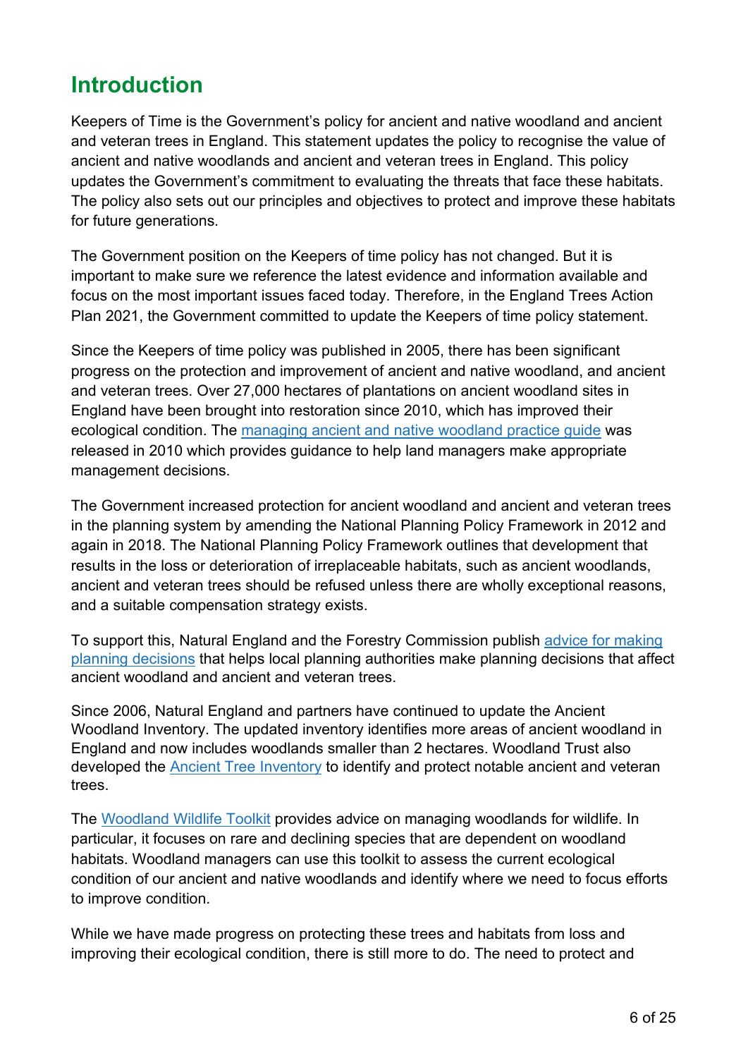# Introduction

Keepers of Time is the Government's policy for ancient and native woodland and ancient and veteran trees in England. This statement updates the policy to recognise the value of ancient and native woodlands and ancient and veteran trees in England. This policy updates the Government's commitment to evaluating the threats that face these habitats. The policy also sets out our principles and objectives to protect and improve these habitats for future generations.

The Government position on the Keepers of time policy has not changed. But it is important to make sure we reference the latest evidence and information available and focus on the most important issues faced today. Therefore, in the England Trees Action Plan 2021, the Government committed to update the Keepers of time policy statement.

Since the Keepers of time policy was published in 2005, there has been significant progress on the protection and improvement of ancient and native woodland, and ancient and veteran trees. Over 27,000 hectares of plantations on ancient woodland sites in England have been brought into restoration since 2010, which has improved their ecological condition. The managing ancient and native woodland practice guide was released in 2010 which provides guidance to help land managers make appropriate management decisions.

The Government increased protection for ancient woodland and ancient and veteran trees in the planning system by amending the National Planning Policy Framework in 2012 and again in 2018. The National Planning Policy Framework outlines that development that results in the loss or deterioration of irreplaceable habitats, such as ancient woodlands, ancient and veteran trees should be refused unless there are wholly exceptional reasons, and a suitable compensation strategy exists.

To support this, Natural England and the Forestry Commission publish advice for making planning decisions that helps local planning authorities make planning decisions that affect ancient woodland and ancient and veteran trees.

Since 2006, Natural England and partners have continued to update the Ancient Woodland Inventory. The updated inventory identifies more areas of ancient woodland in England and now includes woodlands smaller than 2 hectares. Woodland Trust also developed the Ancient Tree Inventory to identify and protect notable ancient and veteran trees.

The Woodland Wildlife Toolkit provides advice on managing woodlands for wildlife. In particular, it focuses on rare and declining species that are dependent on woodland habitats. Woodland managers can use this toolkit to assess the current ecological condition of our ancient and native woodlands and identify where we need to focus efforts to improve condition.

While we have made progress on protecting these trees and habitats from loss and improving their ecological condition, there is still more to do. The need to protect and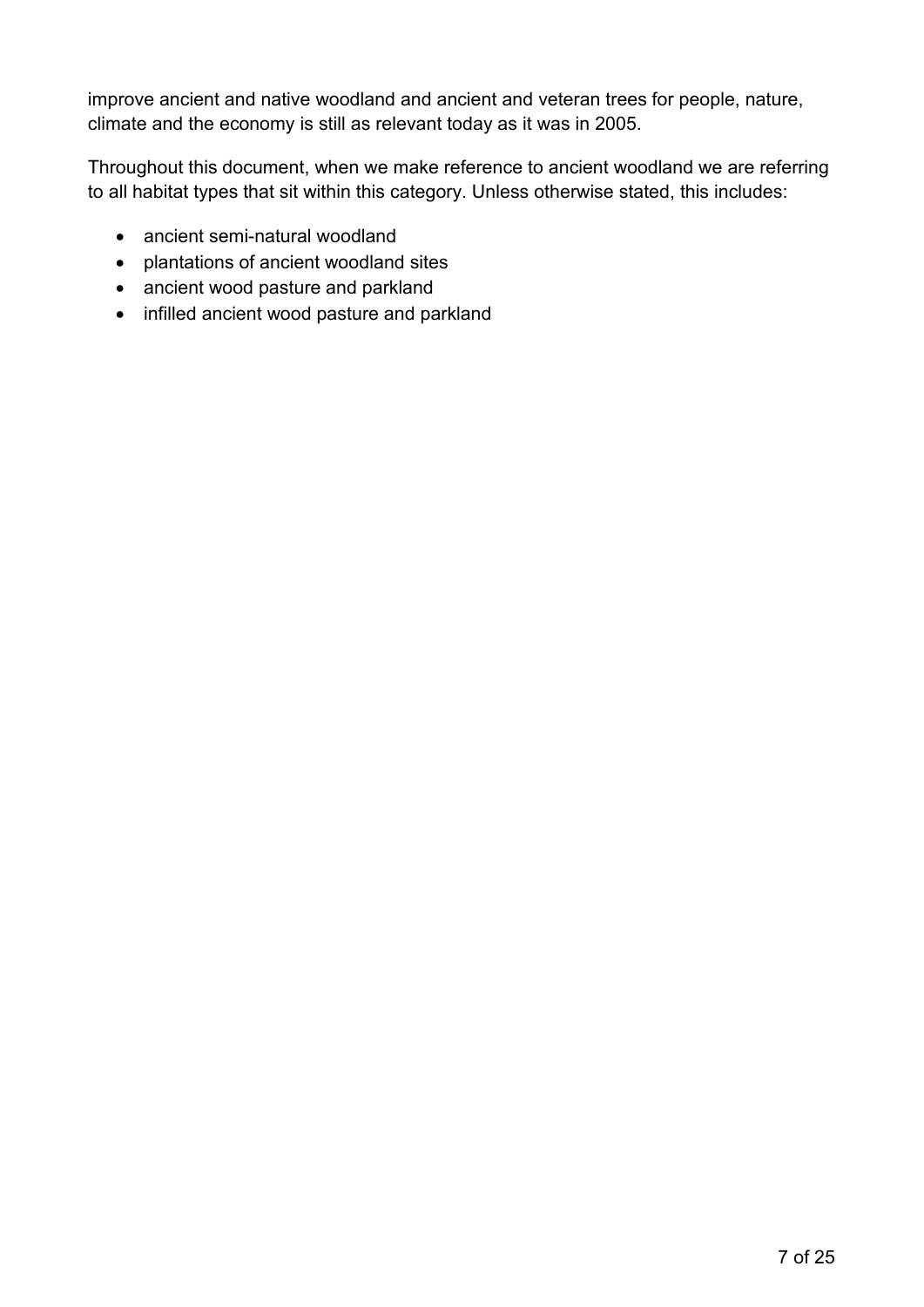improve ancient and native woodland and ancient and veteran trees for people, nature, climate and the economy is still as relevant today as it was in 2005.

Throughout this document, when we make reference to ancient woodland we are referring to all habitat types that sit within this category. Unless otherwise stated, this includes:

- ancient semi-natural woodland
- plantations of ancient woodland sites
- ancient wood pasture and parkland
- infilled ancient wood pasture and parkland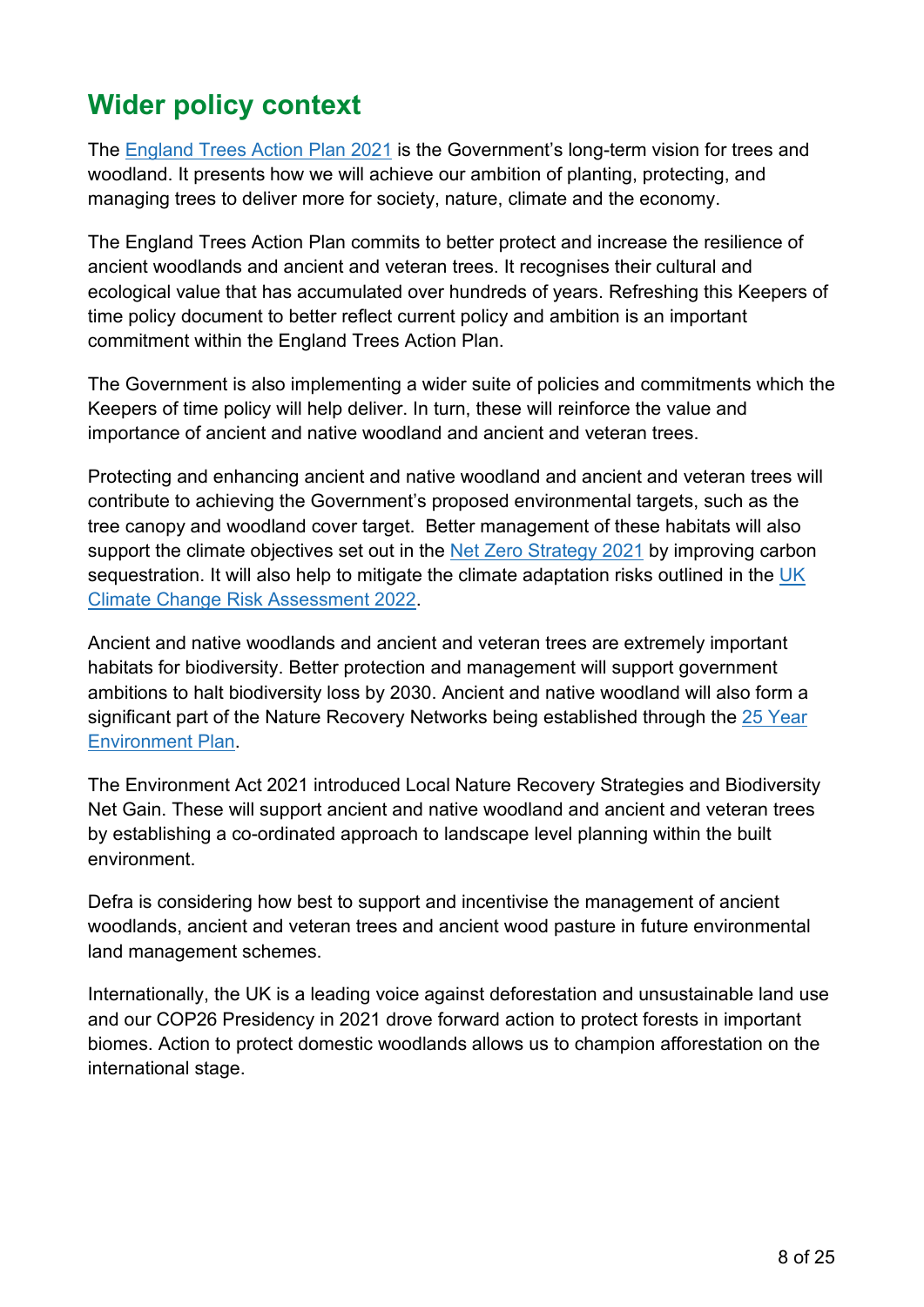## Wider policy context

The England Trees Action Plan 2021 is the Government's long-term vision for trees and woodland. It presents how we will achieve our ambition of planting, protecting, and managing trees to deliver more for society, nature, climate and the economy.

The England Trees Action Plan commits to better protect and increase the resilience of ancient woodlands and ancient and veteran trees. It recognises their cultural and ecological value that has accumulated over hundreds of years. Refreshing this Keepers of time policy document to better reflect current policy and ambition is an important commitment within the England Trees Action Plan.

The Government is also implementing a wider suite of policies and commitments which the Keepers of time policy will help deliver. In turn, these will reinforce the value and importance of ancient and native woodland and ancient and veteran trees.

Protecting and enhancing ancient and native woodland and ancient and veteran trees will contribute to achieving the Government's proposed environmental targets, such as the tree canopy and woodland cover target. Better management of these habitats will also support the climate objectives set out in the Net Zero Strategy 2021 by improving carbon sequestration. It will also help to mitigate the climate adaptation risks outlined in the UK Climate Change Risk Assessment 2022.

Ancient and native woodlands and ancient and veteran trees are extremely important habitats for biodiversity. Better protection and management will support government ambitions to halt biodiversity loss by 2030. Ancient and native woodland will also form a significant part of the Nature Recovery Networks being established through the 25 Year Environment Plan.

The Environment Act 2021 introduced Local Nature Recovery Strategies and Biodiversity Net Gain. These will support ancient and native woodland and ancient and veteran trees by establishing a co-ordinated approach to landscape level planning within the built environment.

Defra is considering how best to support and incentivise the management of ancient woodlands, ancient and veteran trees and ancient wood pasture in future environmental land management schemes.

Internationally, the UK is a leading voice against deforestation and unsustainable land use and our COP26 Presidency in 2021 drove forward action to protect forests in important biomes. Action to protect domestic woodlands allows us to champion afforestation on the international stage.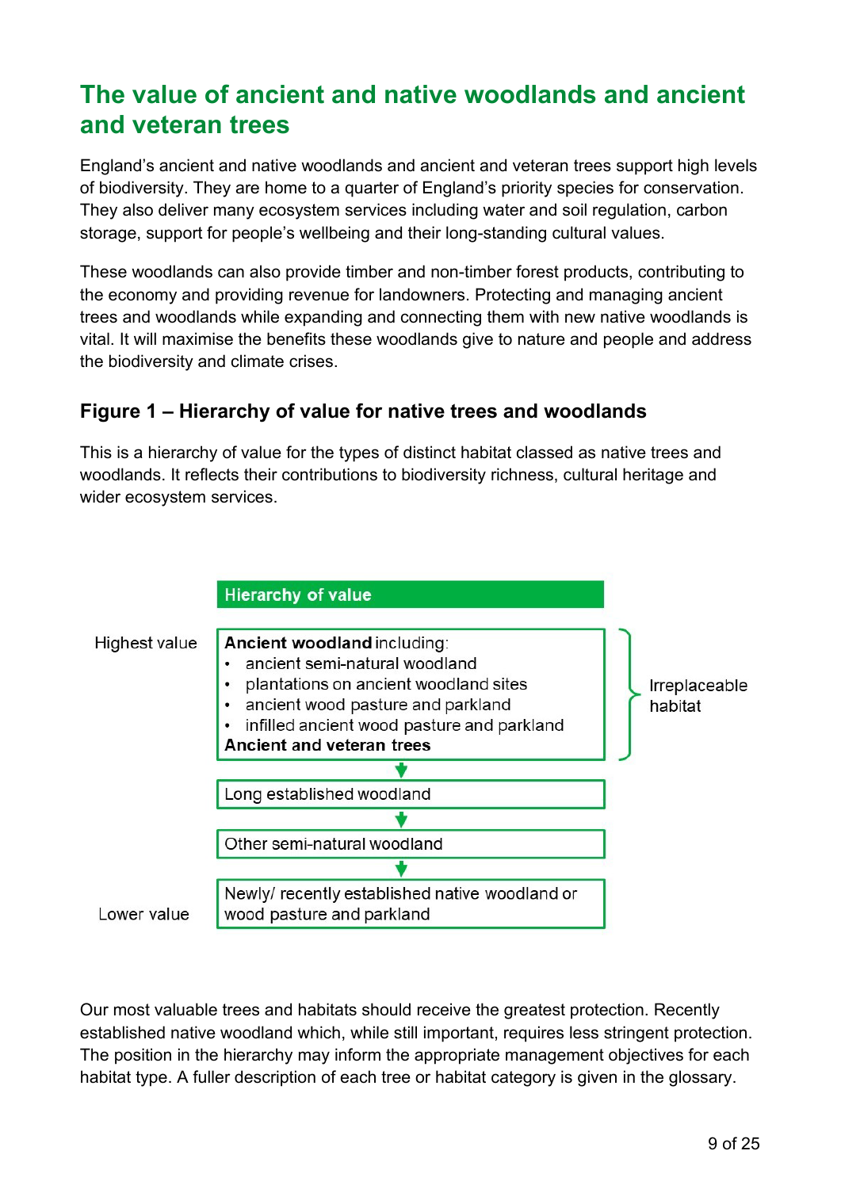## The value of ancient and native woodlands and ancient and veteran trees

England's ancient and native woodlands and ancient and veteran trees support high levels of biodiversity. They are home to a quarter of England's priority species for conservation. They also deliver many ecosystem services including water and soil regulation, carbon storage, support for people's wellbeing and their long-standing cultural values.

These woodlands can also provide timber and non-timber forest products, contributing to the economy and providing revenue for landowners. Protecting and managing ancient trees and woodlands while expanding and connecting them with new native woodlands is vital. It will maximise the benefits these woodlands give to nature and people and address the biodiversity and climate crises.

### Figure 1 – Hierarchy of value for native trees and woodlands

This is a hierarchy of value for the types of distinct habitat classed as native trees and woodlands. It reflects their contributions to biodiversity richness, cultural heritage and wider ecosystem services.

**Hierarchy of value**

Highest value

**Ancient woodland** including:

- ancient semi-natural woodland
- plantations on ancient woodland sites
- ancient wood pasture and parkland
- infilled ancient wood pasture and parkland

**Ancient and veteran trees**

(Irreplaceable habitat)

↓

Long established woodland

↓

Other semi-natural woodland

↓

Newly/ recently established native woodland or wood pasture and parkland

Lower value

Our most valuable trees and habitats should receive the greatest protection. Recently established native woodland which, while still important, requires less stringent protection. The position in the hierarchy may inform the appropriate management objectives for each habitat type. A fuller description of each tree or habitat category is given in the glossary.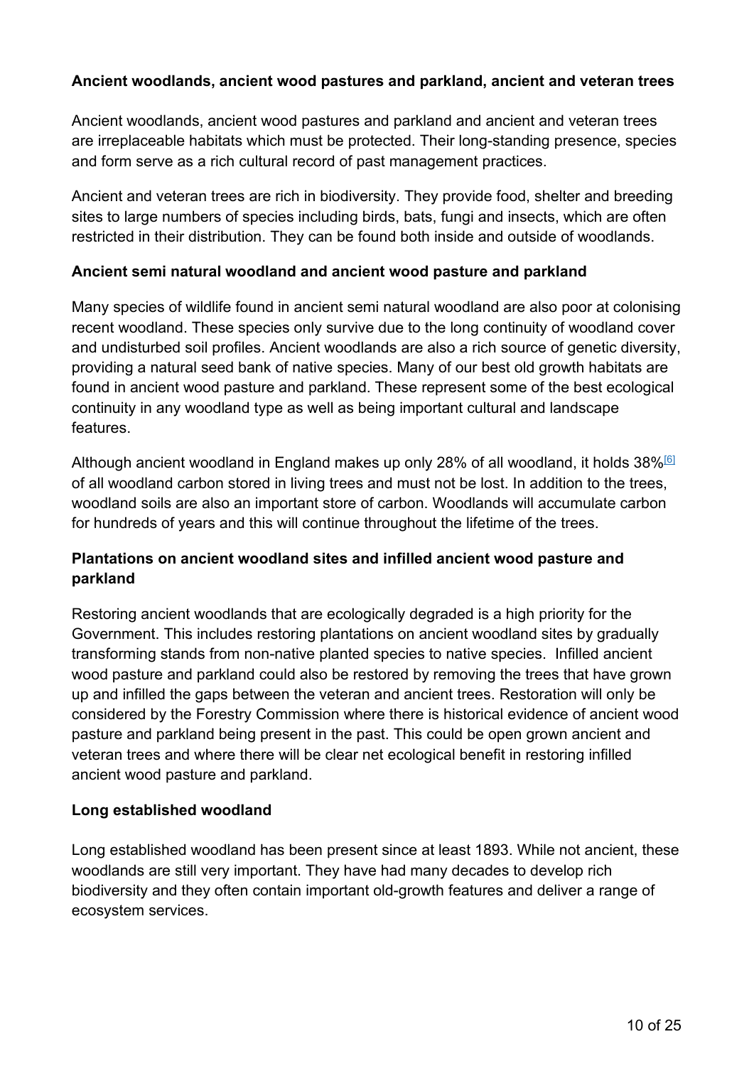**Ancient woodlands, ancient wood pastures and parkland, ancient and veteran trees**

Ancient woodlands, ancient wood pastures and parkland and ancient and veteran trees are irreplaceable habitats which must be protected. Their long-standing presence, species and form serve as a rich cultural record of past management practices.

Ancient and veteran trees are rich in biodiversity. They provide food, shelter and breeding sites to large numbers of species including birds, bats, fungi and insects, which are often restricted in their distribution. They can be found both inside and outside of woodlands.

**Ancient semi natural woodland and ancient wood pasture and parkland**

Many species of wildlife found in ancient semi natural woodland are also poor at colonising recent woodland. These species only survive due to the long continuity of woodland cover and undisturbed soil profiles. Ancient woodlands are also a rich source of genetic diversity, providing a natural seed bank of native species. Many of our best old growth habitats are found in ancient wood pasture and parkland. These represent some of the best ecological continuity in any woodland type as well as being important cultural and landscape features.

Although ancient woodland in England makes up only 28% of all woodland, it holds 38%[6] of all woodland carbon stored in living trees and must not be lost. In addition to the trees, woodland soils are also an important store of carbon. Woodlands will accumulate carbon for hundreds of years and this will continue throughout the lifetime of the trees.

**Plantations on ancient woodland sites and infilled ancient wood pasture and parkland**

Restoring ancient woodlands that are ecologically degraded is a high priority for the Government. This includes restoring plantations on ancient woodland sites by gradually transforming stands from non-native planted species to native species. Infilled ancient wood pasture and parkland could also be restored by removing the trees that have grown up and infilled the gaps between the veteran and ancient trees. Restoration will only be considered by the Forestry Commission where there is historical evidence of ancient wood pasture and parkland being present in the past. This could be open grown ancient and veteran trees and where there will be clear net ecological benefit in restoring infilled ancient wood pasture and parkland.

**Long established woodland**

Long established woodland has been present since at least 1893. While not ancient, these woodlands are still very important. They have had many decades to develop rich biodiversity and they often contain important old-growth features and deliver a range of ecosystem services.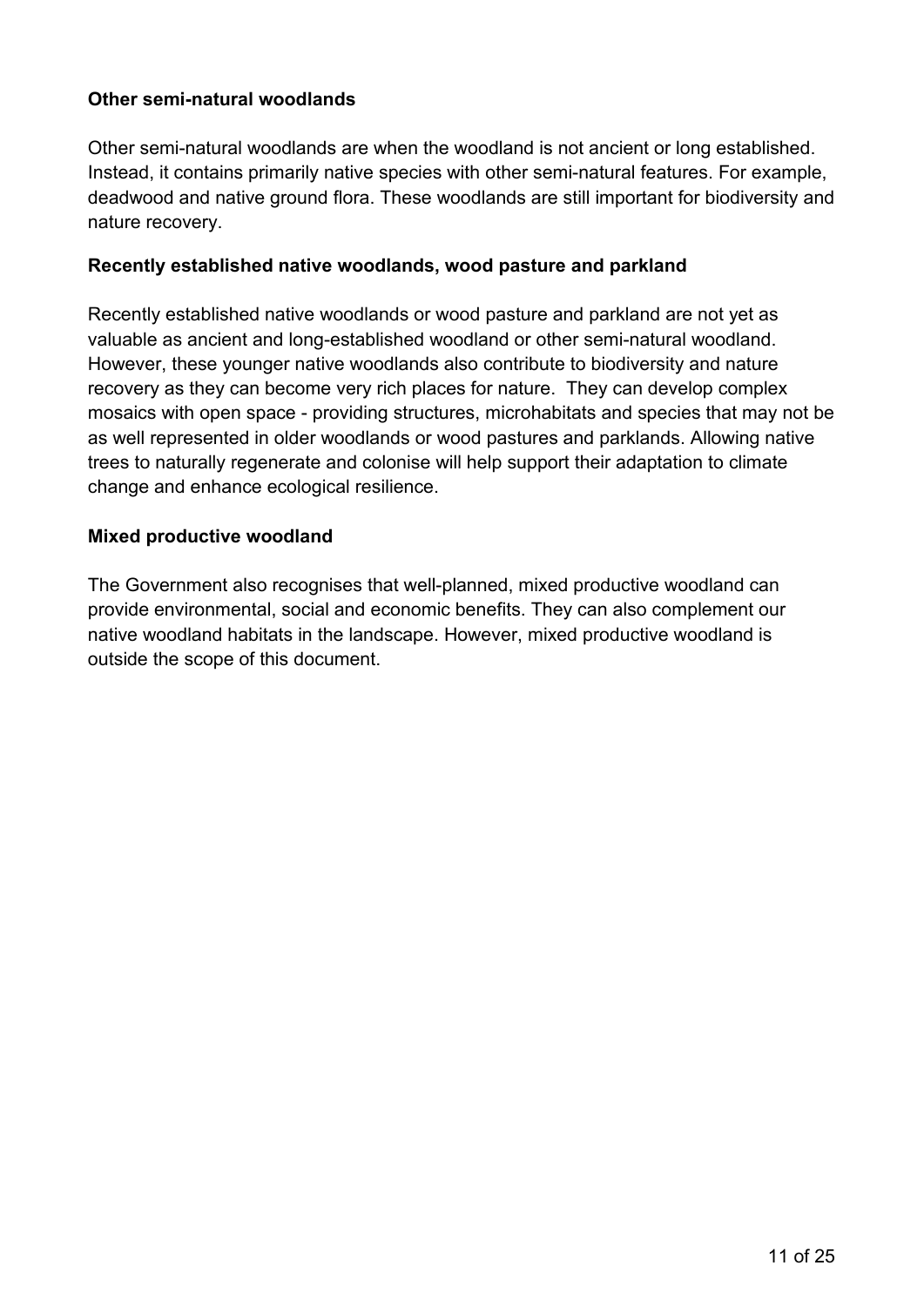### Other semi-natural woodlands

Other semi-natural woodlands are when the woodland is not ancient or long established. Instead, it contains primarily native species with other semi-natural features. For example, deadwood and native ground flora. These woodlands are still important for biodiversity and nature recovery.

### Recently established native woodlands, wood pasture and parkland

Recently established native woodlands or wood pasture and parkland are not yet as valuable as ancient and long-established woodland or other semi-natural woodland. However, these younger native woodlands also contribute to biodiversity and nature recovery as they can become very rich places for nature. They can develop complex mosaics with open space - providing structures, microhabitats and species that may not be as well represented in older woodlands or wood pastures and parklands. Allowing native trees to naturally regenerate and colonise will help support their adaptation to climate change and enhance ecological resilience.

### Mixed productive woodland

The Government also recognises that well-planned, mixed productive woodland can provide environmental, social and economic benefits. They can also complement our native woodland habitats in the landscape. However, mixed productive woodland is outside the scope of this document.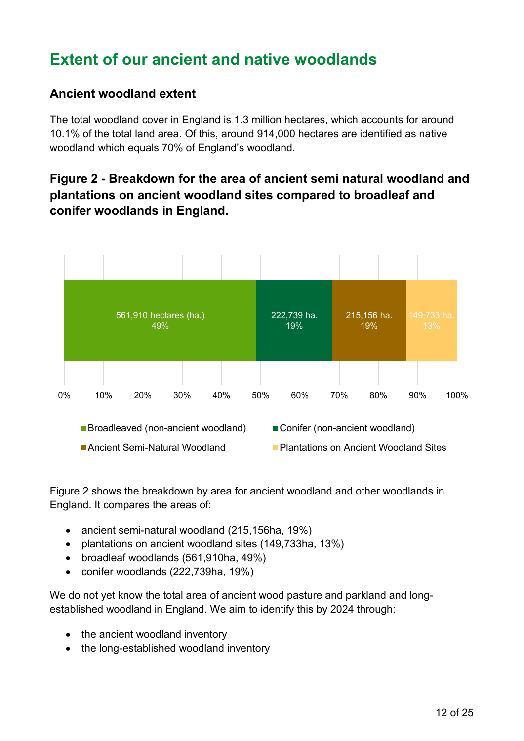# Extent of our ancient and native woodlands

## Ancient woodland extent

The total woodland cover in England is 1.3 million hectares, which accounts for around 10.1% of the total land area. Of this, around 914,000 hectares are identified as native woodland which equals 70% of England's woodland.

### Figure 2 - Breakdown for the area of ancient semi natural woodland and plantations on ancient woodland sites compared to broadleaf and conifer woodlands in England.

| Category | Area | Percentage |
|---|---|---|
| Broadleaved (non-ancient woodland) | 561,910 hectares (ha.) | 49% |
| Conifer (non-ancient woodland) | 222,739 ha. | 19% |
| Ancient Semi-Natural Woodland | 215,156 ha. | 19% |
| Plantations on Ancient Woodland Sites | 149,733 ha. | 13% |

Figure 2 shows the breakdown by area for ancient woodland and other woodlands in England. It compares the areas of:

- ancient semi-natural woodland (215,156ha, 19%)
- plantations on ancient woodland sites (149,733ha, 13%)
- broadleaf woodlands (561,910ha, 49%)
- conifer woodlands (222,739ha, 19%)

We do not yet know the total area of ancient wood pasture and parkland and long-established woodland in England. We aim to identify this by 2024 through:

- the ancient woodland inventory
- the long-established woodland inventory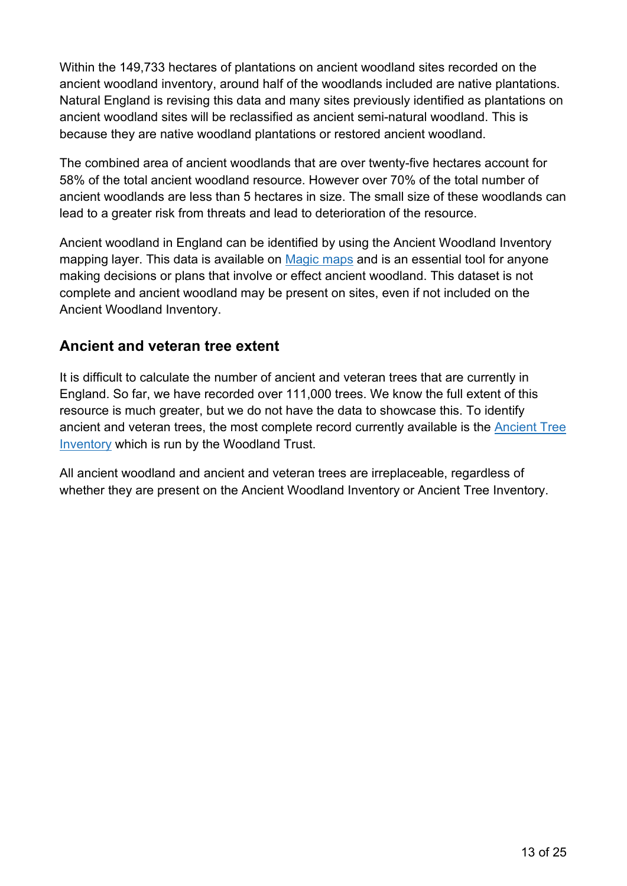Within the 149,733 hectares of plantations on ancient woodland sites recorded on the ancient woodland inventory, around half of the woodlands included are native plantations. Natural England is revising this data and many sites previously identified as plantations on ancient woodland sites will be reclassified as ancient semi-natural woodland. This is because they are native woodland plantations or restored ancient woodland.

The combined area of ancient woodlands that are over twenty-five hectares account for 58% of the total ancient woodland resource. However over 70% of the total number of ancient woodlands are less than 5 hectares in size. The small size of these woodlands can lead to a greater risk from threats and lead to deterioration of the resource.

Ancient woodland in England can be identified by using the Ancient Woodland Inventory mapping layer. This data is available on [Magic maps] and is an essential tool for anyone making decisions or plans that involve or effect ancient woodland. This dataset is not complete and ancient woodland may be present on sites, even if not included on the Ancient Woodland Inventory.

## Ancient and veteran tree extent

It is difficult to calculate the number of ancient and veteran trees that are currently in England. So far, we have recorded over 111,000 trees. We know the full extent of this resource is much greater, but we do not have the data to showcase this. To identify ancient and veteran trees, the most complete record currently available is the [Ancient Tree Inventory] which is run by the Woodland Trust.

All ancient woodland and ancient and veteran trees are irreplaceable, regardless of whether they are present on the Ancient Woodland Inventory or Ancient Tree Inventory.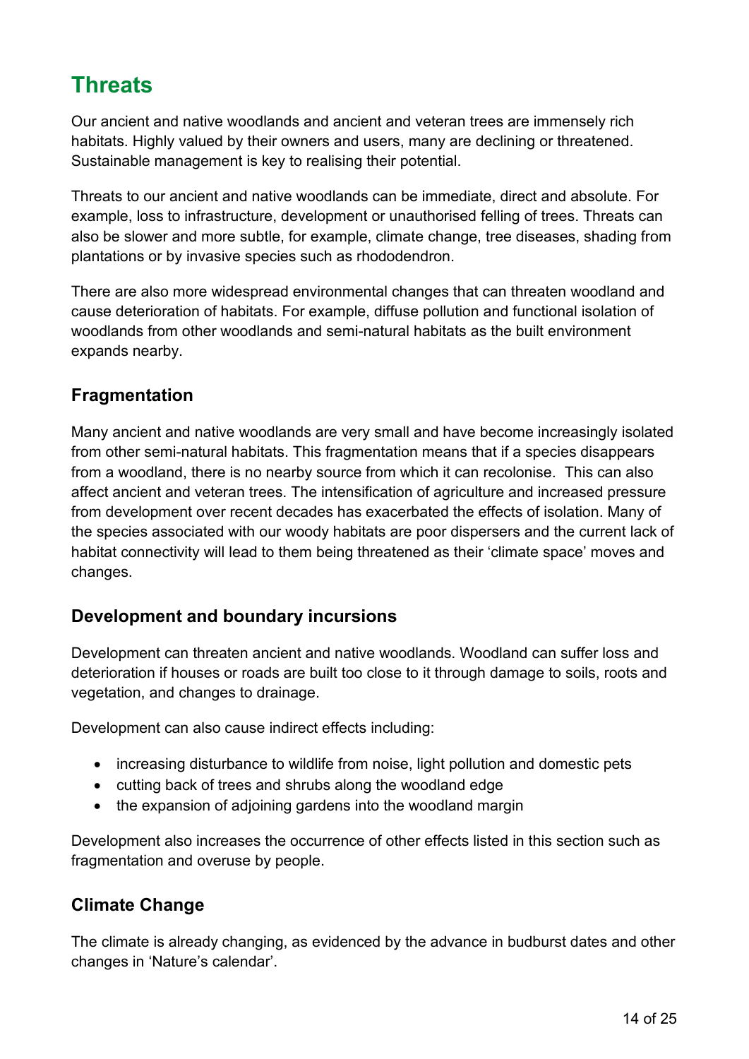# Threats

Our ancient and native woodlands and ancient and veteran trees are immensely rich habitats. Highly valued by their owners and users, many are declining or threatened. Sustainable management is key to realising their potential.

Threats to our ancient and native woodlands can be immediate, direct and absolute. For example, loss to infrastructure, development or unauthorised felling of trees. Threats can also be slower and more subtle, for example, climate change, tree diseases, shading from plantations or by invasive species such as rhododendron.

There are also more widespread environmental changes that can threaten woodland and cause deterioration of habitats. For example, diffuse pollution and functional isolation of woodlands from other woodlands and semi-natural habitats as the built environment expands nearby.

## Fragmentation

Many ancient and native woodlands are very small and have become increasingly isolated from other semi-natural habitats. This fragmentation means that if a species disappears from a woodland, there is no nearby source from which it can recolonise. This can also affect ancient and veteran trees. The intensification of agriculture and increased pressure from development over recent decades has exacerbated the effects of isolation. Many of the species associated with our woody habitats are poor dispersers and the current lack of habitat connectivity will lead to them being threatened as their 'climate space' moves and changes.

## Development and boundary incursions

Development can threaten ancient and native woodlands. Woodland can suffer loss and deterioration if houses or roads are built too close to it through damage to soils, roots and vegetation, and changes to drainage.

Development can also cause indirect effects including:

- increasing disturbance to wildlife from noise, light pollution and domestic pets
- cutting back of trees and shrubs along the woodland edge
- the expansion of adjoining gardens into the woodland margin

Development also increases the occurrence of other effects listed in this section such as fragmentation and overuse by people.

## Climate Change

The climate is already changing, as evidenced by the advance in budburst dates and other changes in 'Nature's calendar'.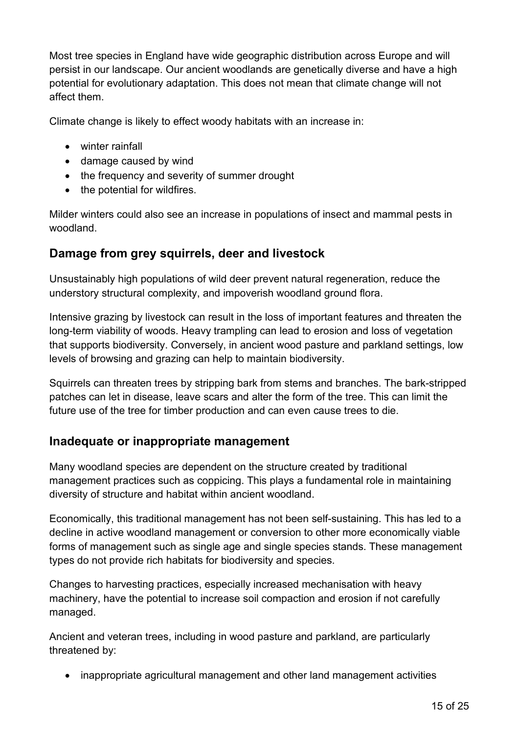Most tree species in England have wide geographic distribution across Europe and will persist in our landscape. Our ancient woodlands are genetically diverse and have a high potential for evolutionary adaptation. This does not mean that climate change will not affect them.

Climate change is likely to effect woody habitats with an increase in:

- winter rainfall
- damage caused by wind
- the frequency and severity of summer drought
- the potential for wildfires.

Milder winters could also see an increase in populations of insect and mammal pests in woodland.

## Damage from grey squirrels, deer and livestock

Unsustainably high populations of wild deer prevent natural regeneration, reduce the understory structural complexity, and impoverish woodland ground flora.

Intensive grazing by livestock can result in the loss of important features and threaten the long-term viability of woods. Heavy trampling can lead to erosion and loss of vegetation that supports biodiversity. Conversely, in ancient wood pasture and parkland settings, low levels of browsing and grazing can help to maintain biodiversity.

Squirrels can threaten trees by stripping bark from stems and branches. The bark-stripped patches can let in disease, leave scars and alter the form of the tree. This can limit the future use of the tree for timber production and can even cause trees to die.

## Inadequate or inappropriate management

Many woodland species are dependent on the structure created by traditional management practices such as coppicing. This plays a fundamental role in maintaining diversity of structure and habitat within ancient woodland.

Economically, this traditional management has not been self-sustaining. This has led to a decline in active woodland management or conversion to other more economically viable forms of management such as single age and single species stands. These management types do not provide rich habitats for biodiversity and species.

Changes to harvesting practices, especially increased mechanisation with heavy machinery, have the potential to increase soil compaction and erosion if not carefully managed.

Ancient and veteran trees, including in wood pasture and parkland, are particularly threatened by:

- inappropriate agricultural management and other land management activities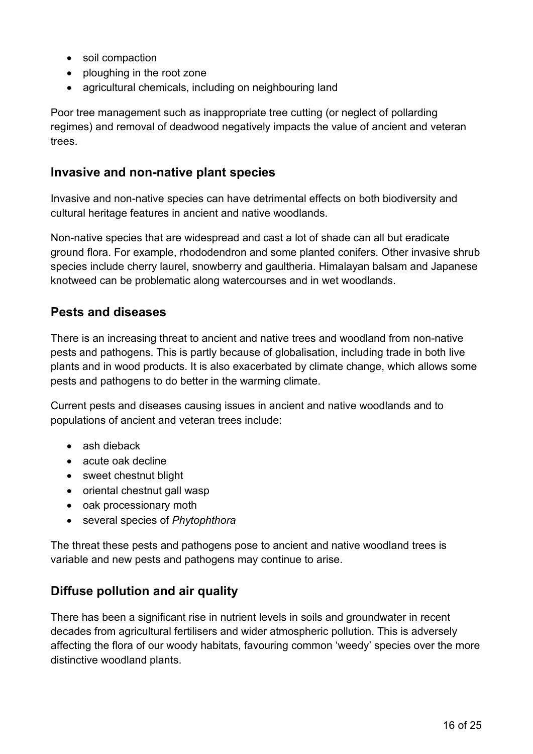- soil compaction
- ploughing in the root zone
- agricultural chemicals, including on neighbouring land

Poor tree management such as inappropriate tree cutting (or neglect of pollarding regimes) and removal of deadwood negatively impacts the value of ancient and veteran trees.

## Invasive and non-native plant species

Invasive and non-native species can have detrimental effects on both biodiversity and cultural heritage features in ancient and native woodlands.

Non-native species that are widespread and cast a lot of shade can all but eradicate ground flora. For example, rhododendron and some planted conifers. Other invasive shrub species include cherry laurel, snowberry and gaultheria. Himalayan balsam and Japanese knotweed can be problematic along watercourses and in wet woodlands.

## Pests and diseases

There is an increasing threat to ancient and native trees and woodland from non-native pests and pathogens. This is partly because of globalisation, including trade in both live plants and in wood products. It is also exacerbated by climate change, which allows some pests and pathogens to do better in the warming climate.

Current pests and diseases causing issues in ancient and native woodlands and to populations of ancient and veteran trees include:

- ash dieback
- acute oak decline
- sweet chestnut blight
- oriental chestnut gall wasp
- oak processionary moth
- several species of *Phytophthora*

The threat these pests and pathogens pose to ancient and native woodland trees is variable and new pests and pathogens may continue to arise.

## Diffuse pollution and air quality

There has been a significant rise in nutrient levels in soils and groundwater in recent decades from agricultural fertilisers and wider atmospheric pollution. This is adversely affecting the flora of our woody habitats, favouring common 'weedy' species over the more distinctive woodland plants.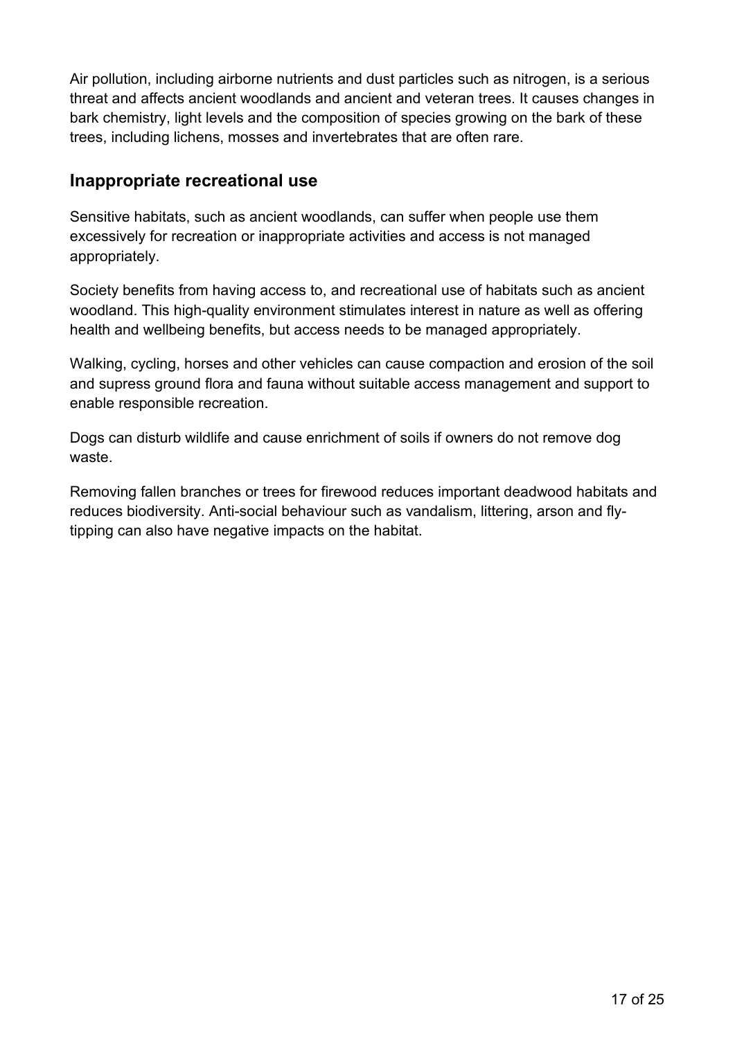Air pollution, including airborne nutrients and dust particles such as nitrogen, is a serious threat and affects ancient woodlands and ancient and veteran trees. It causes changes in bark chemistry, light levels and the composition of species growing on the bark of these trees, including lichens, mosses and invertebrates that are often rare.

## Inappropriate recreational use

Sensitive habitats, such as ancient woodlands, can suffer when people use them excessively for recreation or inappropriate activities and access is not managed appropriately.

Society benefits from having access to, and recreational use of habitats such as ancient woodland. This high-quality environment stimulates interest in nature as well as offering health and wellbeing benefits, but access needs to be managed appropriately.

Walking, cycling, horses and other vehicles can cause compaction and erosion of the soil and supress ground flora and fauna without suitable access management and support to enable responsible recreation.

Dogs can disturb wildlife and cause enrichment of soils if owners do not remove dog waste.

Removing fallen branches or trees for firewood reduces important deadwood habitats and reduces biodiversity. Anti-social behaviour such as vandalism, littering, arson and fly-tipping can also have negative impacts on the habitat.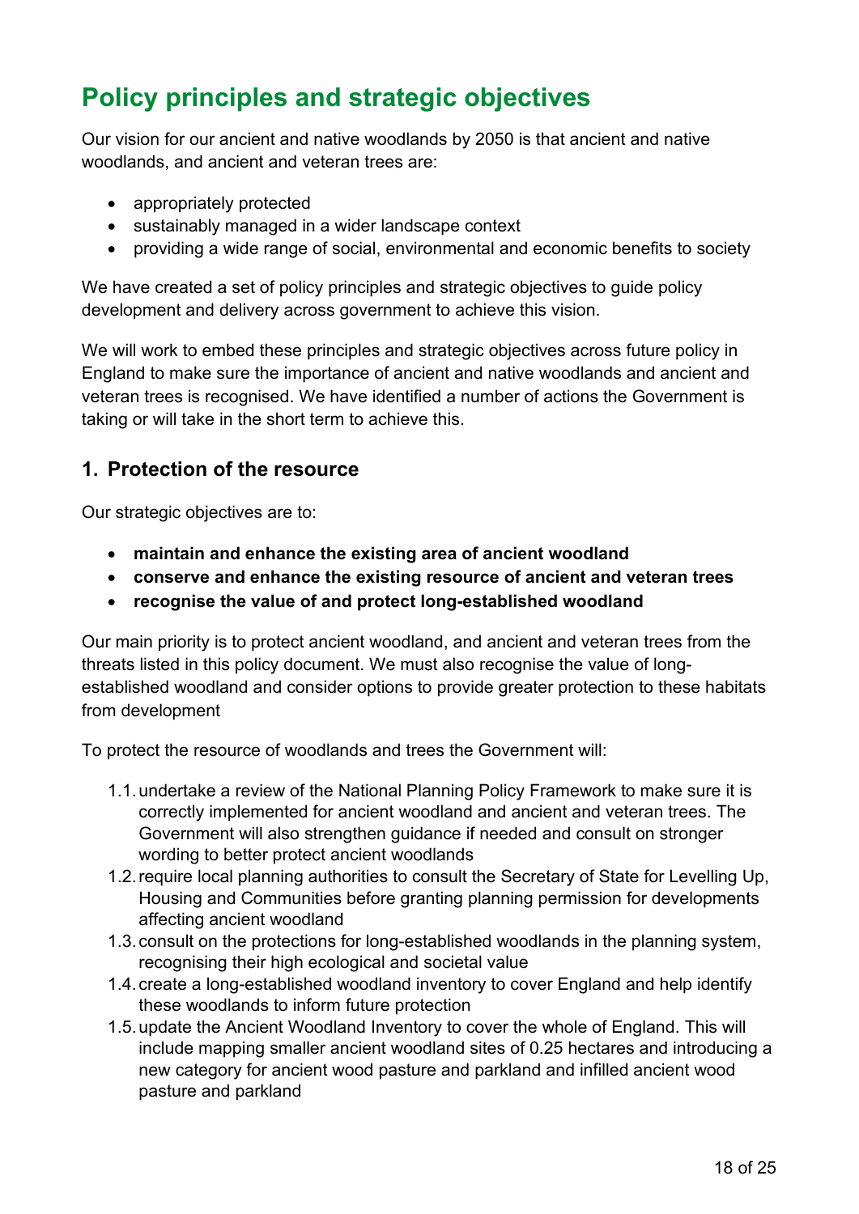# Policy principles and strategic objectives

Our vision for our ancient and native woodlands by 2050 is that ancient and native woodlands, and ancient and veteran trees are:

- appropriately protected
- sustainably managed in a wider landscape context
- providing a wide range of social, environmental and economic benefits to society

We have created a set of policy principles and strategic objectives to guide policy development and delivery across government to achieve this vision.

We will work to embed these principles and strategic objectives across future policy in England to make sure the importance of ancient and native woodlands and ancient and veteran trees is recognised. We have identified a number of actions the Government is taking or will take in the short term to achieve this.

## 1. Protection of the resource

Our strategic objectives are to:

- **maintain and enhance the existing area of ancient woodland**
- **conserve and enhance the existing resource of ancient and veteran trees**
- **recognise the value of and protect long-established woodland**

Our main priority is to protect ancient woodland, and ancient and veteran trees from the threats listed in this policy document. We must also recognise the value of long-established woodland and consider options to provide greater protection to these habitats from development

To protect the resource of woodlands and trees the Government will:

1.1. undertake a review of the National Planning Policy Framework to make sure it is correctly implemented for ancient woodland and ancient and veteran trees. The Government will also strengthen guidance if needed and consult on stronger wording to better protect ancient woodlands

1.2. require local planning authorities to consult the Secretary of State for Levelling Up, Housing and Communities before granting planning permission for developments affecting ancient woodland

1.3. consult on the protections for long-established woodlands in the planning system, recognising their high ecological and societal value

1.4. create a long-established woodland inventory to cover England and help identify these woodlands to inform future protection

1.5. update the Ancient Woodland Inventory to cover the whole of England. This will include mapping smaller ancient woodland sites of 0.25 hectares and introducing a new category for ancient wood pasture and parkland and infilled ancient wood pasture and parkland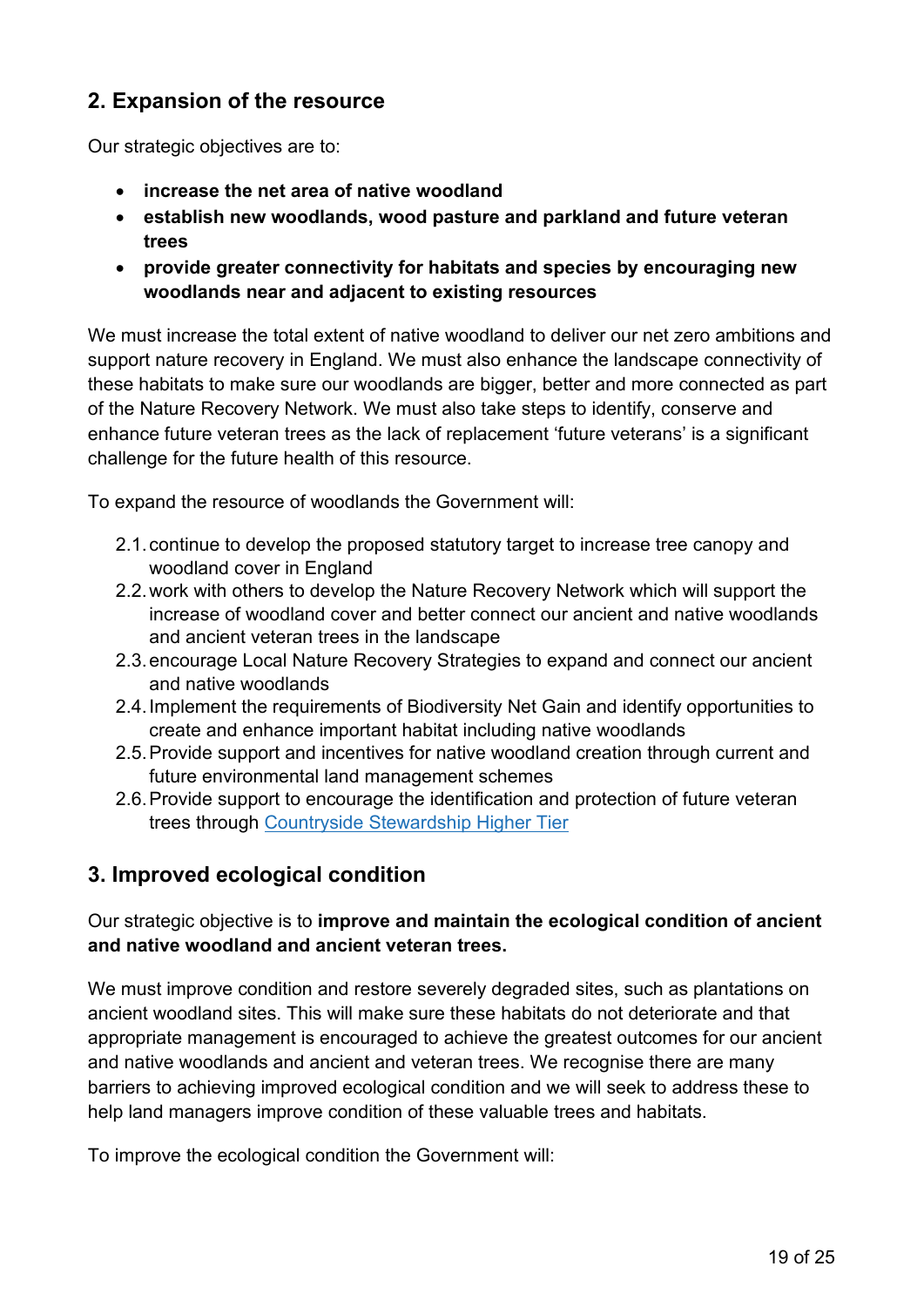## 2. Expansion of the resource

Our strategic objectives are to:

- **increase the net area of native woodland**
- **establish new woodlands, wood pasture and parkland and future veteran trees**
- **provide greater connectivity for habitats and species by encouraging new woodlands near and adjacent to existing resources**

We must increase the total extent of native woodland to deliver our net zero ambitions and support nature recovery in England. We must also enhance the landscape connectivity of these habitats to make sure our woodlands are bigger, better and more connected as part of the Nature Recovery Network. We must also take steps to identify, conserve and enhance future veteran trees as the lack of replacement 'future veterans' is a significant challenge for the future health of this resource.

To expand the resource of woodlands the Government will:

2.1. continue to develop the proposed statutory target to increase tree canopy and woodland cover in England

2.2. work with others to develop the Nature Recovery Network which will support the increase of woodland cover and better connect our ancient and native woodlands and ancient veteran trees in the landscape

2.3. encourage Local Nature Recovery Strategies to expand and connect our ancient and native woodlands

2.4. Implement the requirements of Biodiversity Net Gain and identify opportunities to create and enhance important habitat including native woodlands

2.5. Provide support and incentives for native woodland creation through current and future environmental land management schemes

2.6. Provide support to encourage the identification and protection of future veteran trees through [Countryside Stewardship Higher Tier]

## 3. Improved ecological condition

Our strategic objective is to **improve and maintain the ecological condition of ancient and native woodland and ancient veteran trees.**

We must improve condition and restore severely degraded sites, such as plantations on ancient woodland sites. This will make sure these habitats do not deteriorate and that appropriate management is encouraged to achieve the greatest outcomes for our ancient and native woodlands and ancient and veteran trees. We recognise there are many barriers to achieving improved ecological condition and we will seek to address these to help land managers improve condition of these valuable trees and habitats.

To improve the ecological condition the Government will: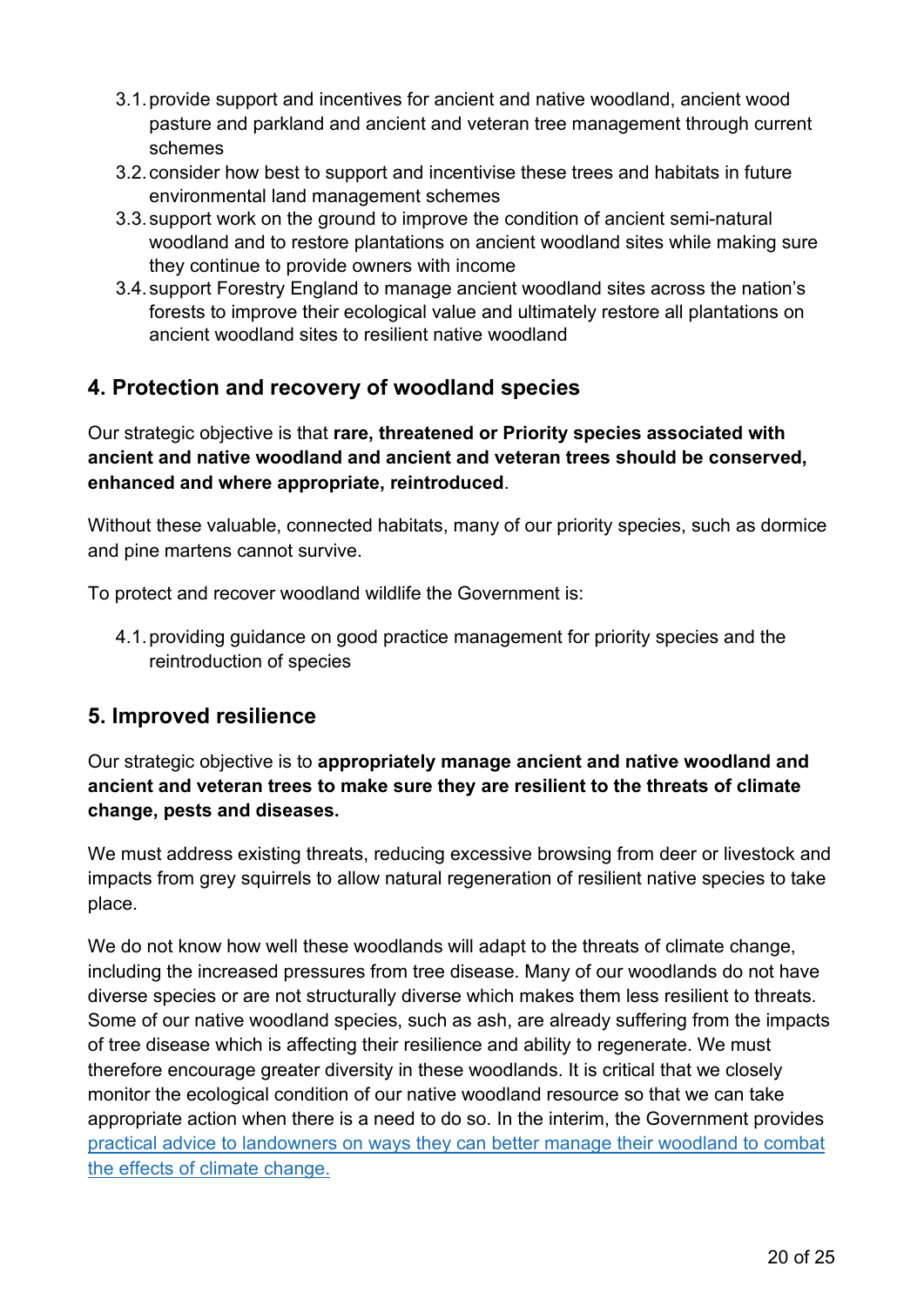3.1. provide support and incentives for ancient and native woodland, ancient wood pasture and parkland and ancient and veteran tree management through current schemes
3.2. consider how best to support and incentivise these trees and habitats in future environmental land management schemes
3.3. support work on the ground to improve the condition of ancient semi-natural woodland and to restore plantations on ancient woodland sites while making sure they continue to provide owners with income
3.4. support Forestry England to manage ancient woodland sites across the nation's forests to improve their ecological value and ultimately restore all plantations on ancient woodland sites to resilient native woodland

## 4. Protection and recovery of woodland species

Our strategic objective is that **rare, threatened or Priority species associated with ancient and native woodland and ancient and veteran trees should be conserved, enhanced and where appropriate, reintroduced**.

Without these valuable, connected habitats, many of our priority species, such as dormice and pine martens cannot survive.

To protect and recover woodland wildlife the Government is:

4.1. providing guidance on good practice management for priority species and the reintroduction of species

## 5. Improved resilience

Our strategic objective is to **appropriately manage ancient and native woodland and ancient and veteran trees to make sure they are resilient to the threats of climate change, pests and diseases.**

We must address existing threats, reducing excessive browsing from deer or livestock and impacts from grey squirrels to allow natural regeneration of resilient native species to take place.

We do not know how well these woodlands will adapt to the threats of climate change, including the increased pressures from tree disease. Many of our woodlands do not have diverse species or are not structurally diverse which makes them less resilient to threats. Some of our native woodland species, such as ash, are already suffering from the impacts of tree disease which is affecting their resilience and ability to regenerate. We must therefore encourage greater diversity in these woodlands. It is critical that we closely monitor the ecological condition of our native woodland resource so that we can take appropriate action when there is a need to do so. In the interim, the Government provides practical advice to landowners on ways they can better manage their woodland to combat the effects of climate change.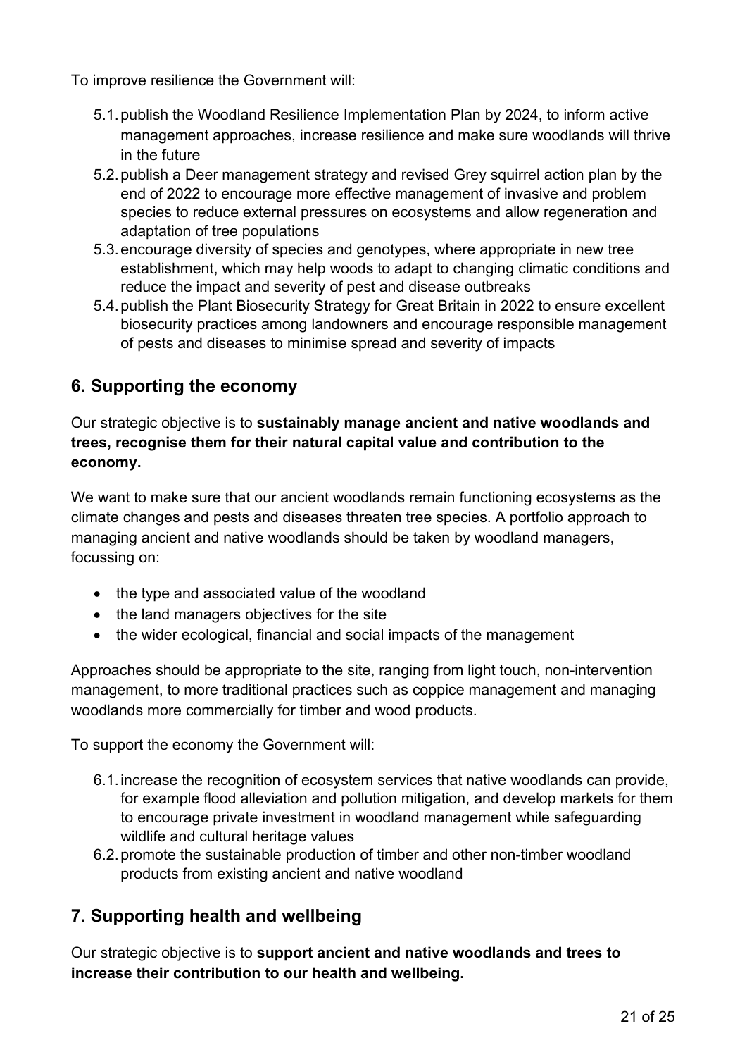To improve resilience the Government will:

5.1. publish the Woodland Resilience Implementation Plan by 2024, to inform active management approaches, increase resilience and make sure woodlands will thrive in the future
5.2. publish a Deer management strategy and revised Grey squirrel action plan by the end of 2022 to encourage more effective management of invasive and problem species to reduce external pressures on ecosystems and allow regeneration and adaptation of tree populations
5.3. encourage diversity of species and genotypes, where appropriate in new tree establishment, which may help woods to adapt to changing climatic conditions and reduce the impact and severity of pest and disease outbreaks
5.4. publish the Plant Biosecurity Strategy for Great Britain in 2022 to ensure excellent biosecurity practices among landowners and encourage responsible management of pests and diseases to minimise spread and severity of impacts

## 6. Supporting the economy

Our strategic objective is to **sustainably manage ancient and native woodlands and trees, recognise them for their natural capital value and contribution to the economy.**

We want to make sure that our ancient woodlands remain functioning ecosystems as the climate changes and pests and diseases threaten tree species. A portfolio approach to managing ancient and native woodlands should be taken by woodland managers, focussing on:

- the type and associated value of the woodland
- the land managers objectives for the site
- the wider ecological, financial and social impacts of the management

Approaches should be appropriate to the site, ranging from light touch, non-intervention management, to more traditional practices such as coppice management and managing woodlands more commercially for timber and wood products.

To support the economy the Government will:

6.1. increase the recognition of ecosystem services that native woodlands can provide, for example flood alleviation and pollution mitigation, and develop markets for them to encourage private investment in woodland management while safeguarding wildlife and cultural heritage values
6.2. promote the sustainable production of timber and other non-timber woodland products from existing ancient and native woodland

## 7. Supporting health and wellbeing

Our strategic objective is to **support ancient and native woodlands and trees to increase their contribution to our health and wellbeing.**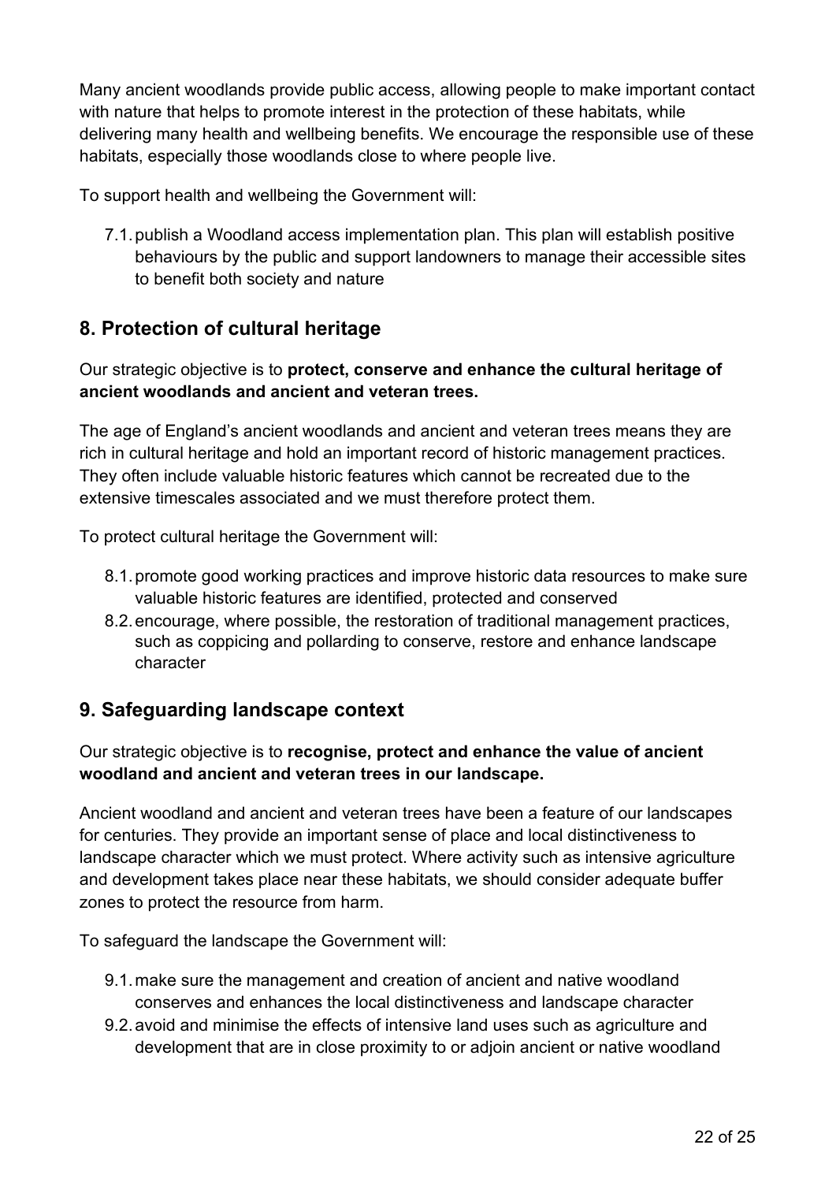Many ancient woodlands provide public access, allowing people to make important contact with nature that helps to promote interest in the protection of these habitats, while delivering many health and wellbeing benefits. We encourage the responsible use of these habitats, especially those woodlands close to where people live.

To support health and wellbeing the Government will:

7.1. publish a Woodland access implementation plan. This plan will establish positive behaviours by the public and support landowners to manage their accessible sites to benefit both society and nature

## 8. Protection of cultural heritage

Our strategic objective is to **protect, conserve and enhance the cultural heritage of ancient woodlands and ancient and veteran trees.**

The age of England's ancient woodlands and ancient and veteran trees means they are rich in cultural heritage and hold an important record of historic management practices. They often include valuable historic features which cannot be recreated due to the extensive timescales associated and we must therefore protect them.

To protect cultural heritage the Government will:

8.1. promote good working practices and improve historic data resources to make sure valuable historic features are identified, protected and conserved

8.2. encourage, where possible, the restoration of traditional management practices, such as coppicing and pollarding to conserve, restore and enhance landscape character

## 9. Safeguarding landscape context

Our strategic objective is to **recognise, protect and enhance the value of ancient woodland and ancient and veteran trees in our landscape.**

Ancient woodland and ancient and veteran trees have been a feature of our landscapes for centuries. They provide an important sense of place and local distinctiveness to landscape character which we must protect. Where activity such as intensive agriculture and development takes place near these habitats, we should consider adequate buffer zones to protect the resource from harm.

To safeguard the landscape the Government will:

9.1. make sure the management and creation of ancient and native woodland conserves and enhances the local distinctiveness and landscape character

9.2. avoid and minimise the effects of intensive land uses such as agriculture and development that are in close proximity to or adjoin ancient or native woodland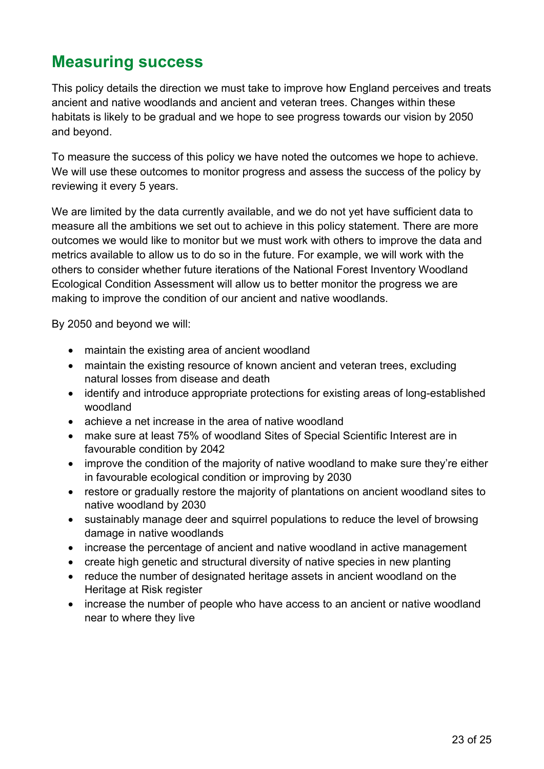## Measuring success

This policy details the direction we must take to improve how England perceives and treats ancient and native woodlands and ancient and veteran trees. Changes within these habitats is likely to be gradual and we hope to see progress towards our vision by 2050 and beyond.

To measure the success of this policy we have noted the outcomes we hope to achieve. We will use these outcomes to monitor progress and assess the success of the policy by reviewing it every 5 years.

We are limited by the data currently available, and we do not yet have sufficient data to measure all the ambitions we set out to achieve in this policy statement. There are more outcomes we would like to monitor but we must work with others to improve the data and metrics available to allow us to do so in the future. For example, we will work with the others to consider whether future iterations of the National Forest Inventory Woodland Ecological Condition Assessment will allow us to better monitor the progress we are making to improve the condition of our ancient and native woodlands.

By 2050 and beyond we will:

- maintain the existing area of ancient woodland
- maintain the existing resource of known ancient and veteran trees, excluding natural losses from disease and death
- identify and introduce appropriate protections for existing areas of long-established woodland
- achieve a net increase in the area of native woodland
- make sure at least 75% of woodland Sites of Special Scientific Interest are in favourable condition by 2042
- improve the condition of the majority of native woodland to make sure they're either in favourable ecological condition or improving by 2030
- restore or gradually restore the majority of plantations on ancient woodland sites to native woodland by 2030
- sustainably manage deer and squirrel populations to reduce the level of browsing damage in native woodlands
- increase the percentage of ancient and native woodland in active management
- create high genetic and structural diversity of native species in new planting
- reduce the number of designated heritage assets in ancient woodland on the Heritage at Risk register
- increase the number of people who have access to an ancient or native woodland near to where they live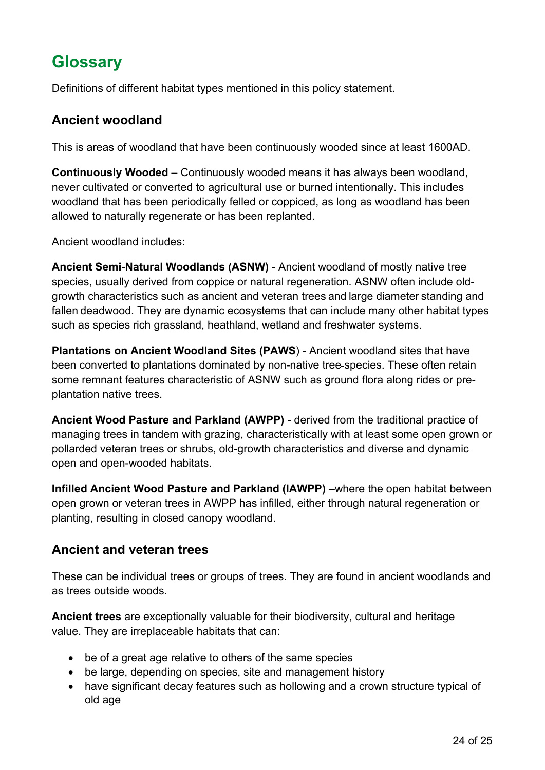# Glossary

Definitions of different habitat types mentioned in this policy statement.

## Ancient woodland

This is areas of woodland that have been continuously wooded since at least 1600AD.

**Continuously Wooded** – Continuously wooded means it has always been woodland, never cultivated or converted to agricultural use or burned intentionally. This includes woodland that has been periodically felled or coppiced, as long as woodland has been allowed to naturally regenerate or has been replanted.

Ancient woodland includes:

**Ancient Semi-Natural Woodlands (ASNW)** - Ancient woodland of mostly native tree species, usually derived from coppice or natural regeneration. ASNW often include old-growth characteristics such as ancient and veteran trees and large diameter standing and fallen deadwood. They are dynamic ecosystems that can include many other habitat types such as species rich grassland, heathland, wetland and freshwater systems.

**Plantations on Ancient Woodland Sites (PAWS**) - Ancient woodland sites that have been converted to plantations dominated by non-native tree species. These often retain some remnant features characteristic of ASNW such as ground flora along rides or pre-plantation native trees.

**Ancient Wood Pasture and Parkland (AWPP)** - derived from the traditional practice of managing trees in tandem with grazing, characteristically with at least some open grown or pollarded veteran trees or shrubs, old-growth characteristics and diverse and dynamic open and open-wooded habitats.

**Infilled Ancient Wood Pasture and Parkland (IAWPP)** –where the open habitat between open grown or veteran trees in AWPP has infilled, either through natural regeneration or planting, resulting in closed canopy woodland.

## Ancient and veteran trees

These can be individual trees or groups of trees. They are found in ancient woodlands and as trees outside woods.

**Ancient trees** are exceptionally valuable for their biodiversity, cultural and heritage value. They are irreplaceable habitats that can:

- be of a great age relative to others of the same species
- be large, depending on species, site and management history
- have significant decay features such as hollowing and a crown structure typical of old age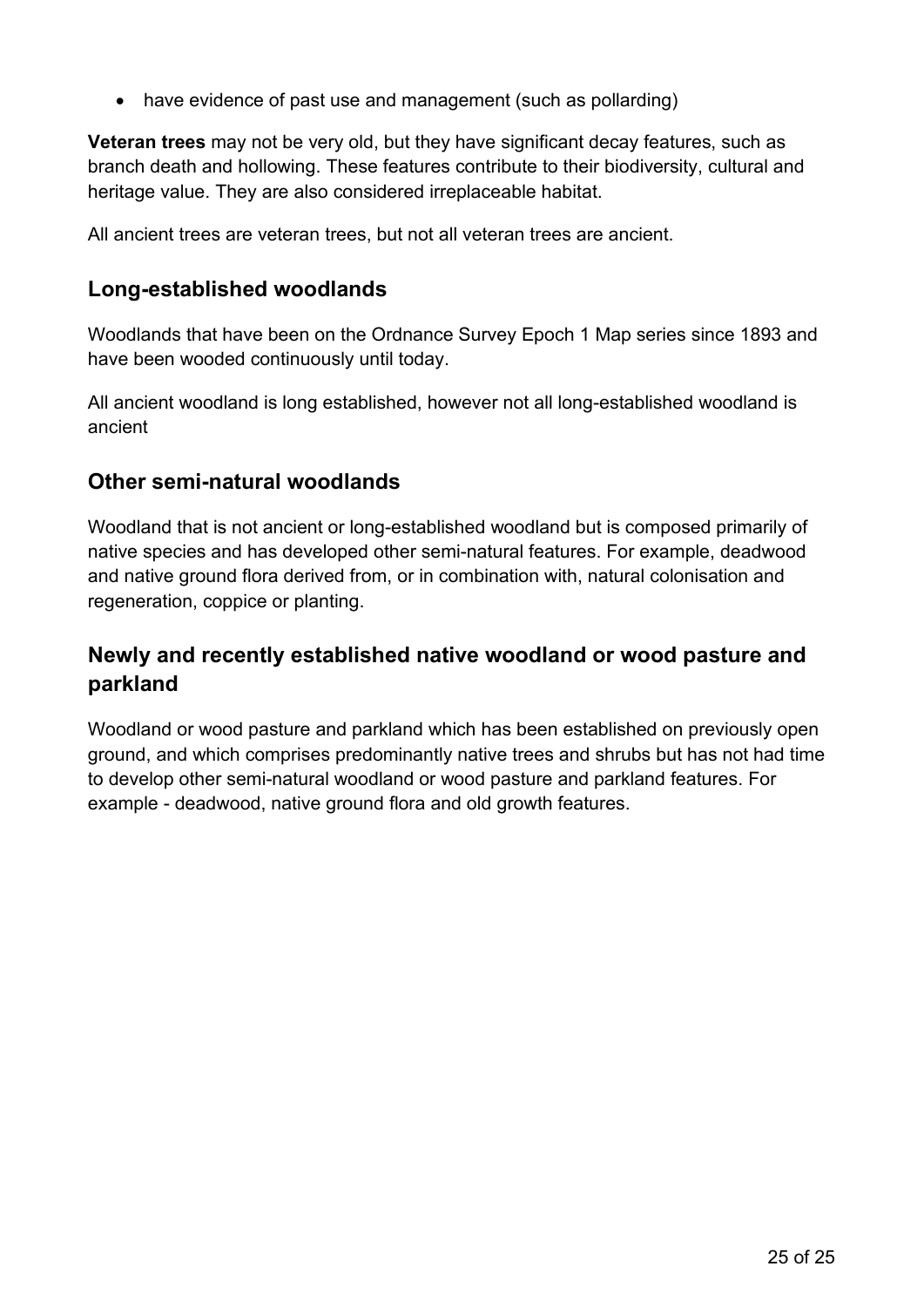- have evidence of past use and management (such as pollarding)

**Veteran trees** may not be very old, but they have significant decay features, such as branch death and hollowing. These features contribute to their biodiversity, cultural and heritage value. They are also considered irreplaceable habitat.

All ancient trees are veteran trees, but not all veteran trees are ancient.

## Long-established woodlands

Woodlands that have been on the Ordnance Survey Epoch 1 Map series since 1893 and have been wooded continuously until today.

All ancient woodland is long established, however not all long-established woodland is ancient

## Other semi-natural woodlands

Woodland that is not ancient or long-established woodland but is composed primarily of native species and has developed other semi-natural features. For example, deadwood and native ground flora derived from, or in combination with, natural colonisation and regeneration, coppice or planting.

## Newly and recently established native woodland or wood pasture and parkland

Woodland or wood pasture and parkland which has been established on previously open ground, and which comprises predominantly native trees and shrubs but has not had time to develop other semi-natural woodland or wood pasture and parkland features. For example - deadwood, native ground flora and old growth features.